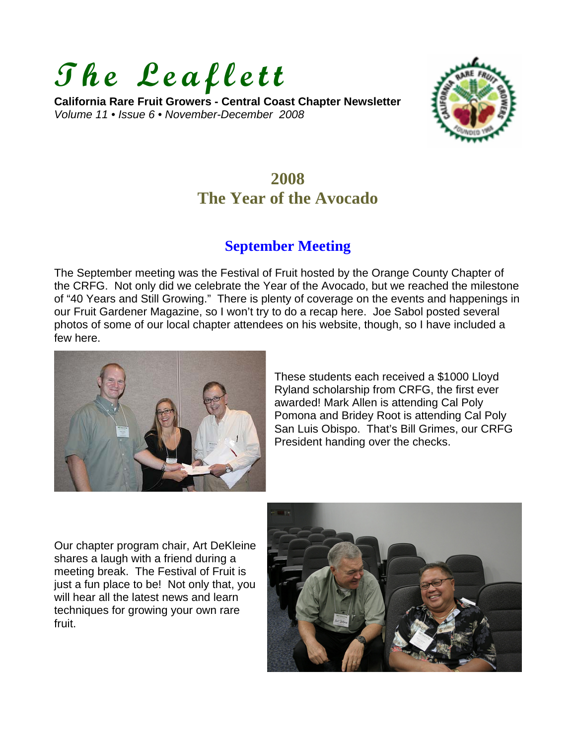# *The Leaflett*

**California Rare Fruit Growers - Central Coast Chapter Newsletter**
*Volume 11 • Issue 6 • November-December 2008*

## 2008
## The Year of the Avocado

### September Meeting

The September meeting was the Festival of Fruit hosted by the Orange County Chapter of the CRFG. Not only did we celebrate the Year of the Avocado, but we reached the milestone of "40 Years and Still Growing." There is plenty of coverage on the events and happenings in our Fruit Gardener Magazine, so I won't try to do a recap here. Joe Sabol posted several photos of some of our local chapter attendees on his website, though, so I have included a few here.

These students each received a $1000 Lloyd Ryland scholarship from CRFG, the first ever awarded! Mark Allen is attending Cal Poly Pomona and Bridey Root is attending Cal Poly San Luis Obispo. That's Bill Grimes, our CRFG President handing over the checks.

Our chapter program chair, Art DeKleine shares a laugh with a friend during a meeting break. The Festival of Fruit is just a fun place to be! Not only that, you will hear all the latest news and learn techniques for growing your own rare fruit.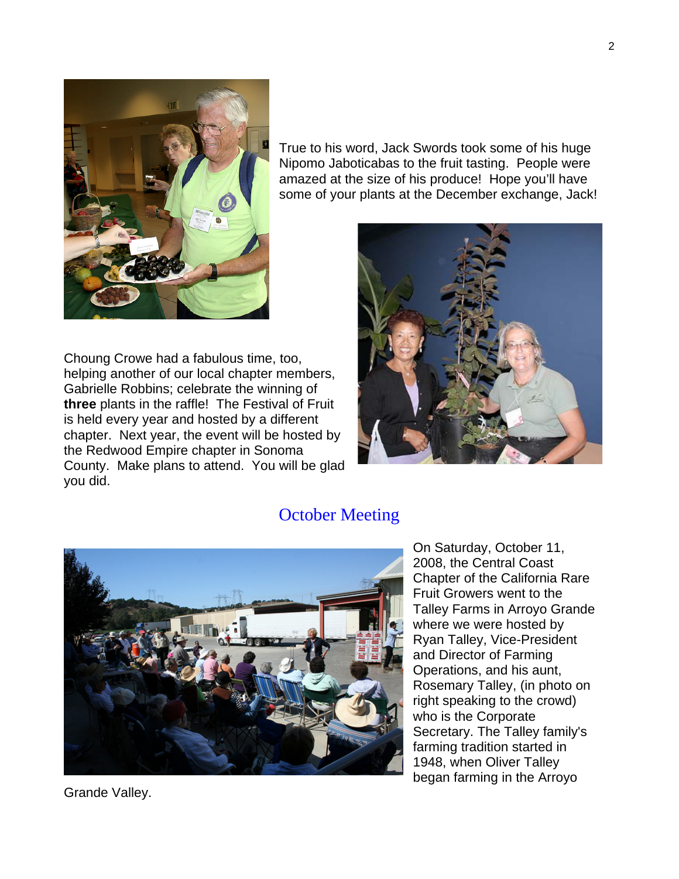True to his word, Jack Swords took some of his huge Nipomo Jaboticabas to the fruit tasting. People were amazed at the size of his produce! Hope you'll have some of your plants at the December exchange, Jack!

Choung Crowe had a fabulous time, too, helping another of our local chapter members, Gabrielle Robbins; celebrate the winning of **three** plants in the raffle! The Festival of Fruit is held every year and hosted by a different chapter. Next year, the event will be hosted by the Redwood Empire chapter in Sonoma County. Make plans to attend. You will be glad you did.

## October Meeting

On Saturday, October 11, 2008, the Central Coast Chapter of the California Rare Fruit Growers went to the Talley Farms in Arroyo Grande where we were hosted by Ryan Talley, Vice-President and Director of Farming Operations, and his aunt, Rosemary Talley, (in photo on right speaking to the crowd) who is the Corporate Secretary. The Talley family's farming tradition started in 1948, when Oliver Talley began farming in the Arroyo Grande Valley.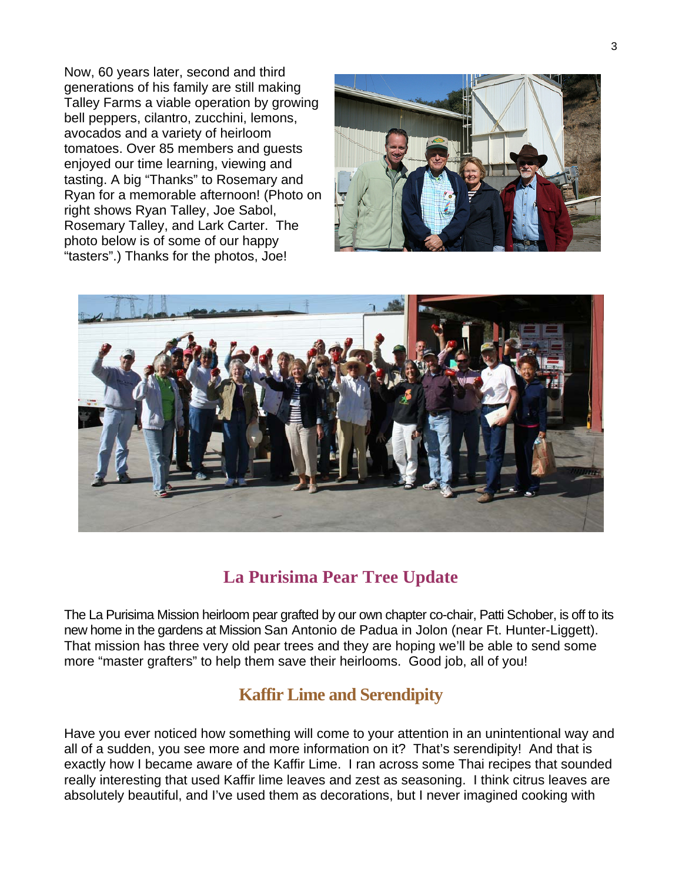Now, 60 years later, second and third generations of his family are still making Talley Farms a viable operation by growing bell peppers, cilantro, zucchini, lemons, avocados and a variety of heirloom tomatoes. Over 85 members and guests enjoyed our time learning, viewing and tasting. A big "Thanks" to Rosemary and Ryan for a memorable afternoon! (Photo on right shows Ryan Talley, Joe Sabol, Rosemary Talley, and Lark Carter. The photo below is of some of our happy "tasters".) Thanks for the photos, Joe!

## La Purisima Pear Tree Update

The La Purisima Mission heirloom pear grafted by our own chapter co-chair, Patti Schober, is off to its new home in the gardens at Mission San Antonio de Padua in Jolon (near Ft. Hunter-Liggett). That mission has three very old pear trees and they are hoping we'll be able to send some more "master grafters" to help them save their heirlooms. Good job, all of you!

## Kaffir Lime and Serendipity

Have you ever noticed how something will come to your attention in an unintentional way and all of a sudden, you see more and more information on it? That's serendipity! And that is exactly how I became aware of the Kaffir Lime. I ran across some Thai recipes that sounded really interesting that used Kaffir lime leaves and zest as seasoning. I think citrus leaves are absolutely beautiful, and I've used them as decorations, but I never imagined cooking with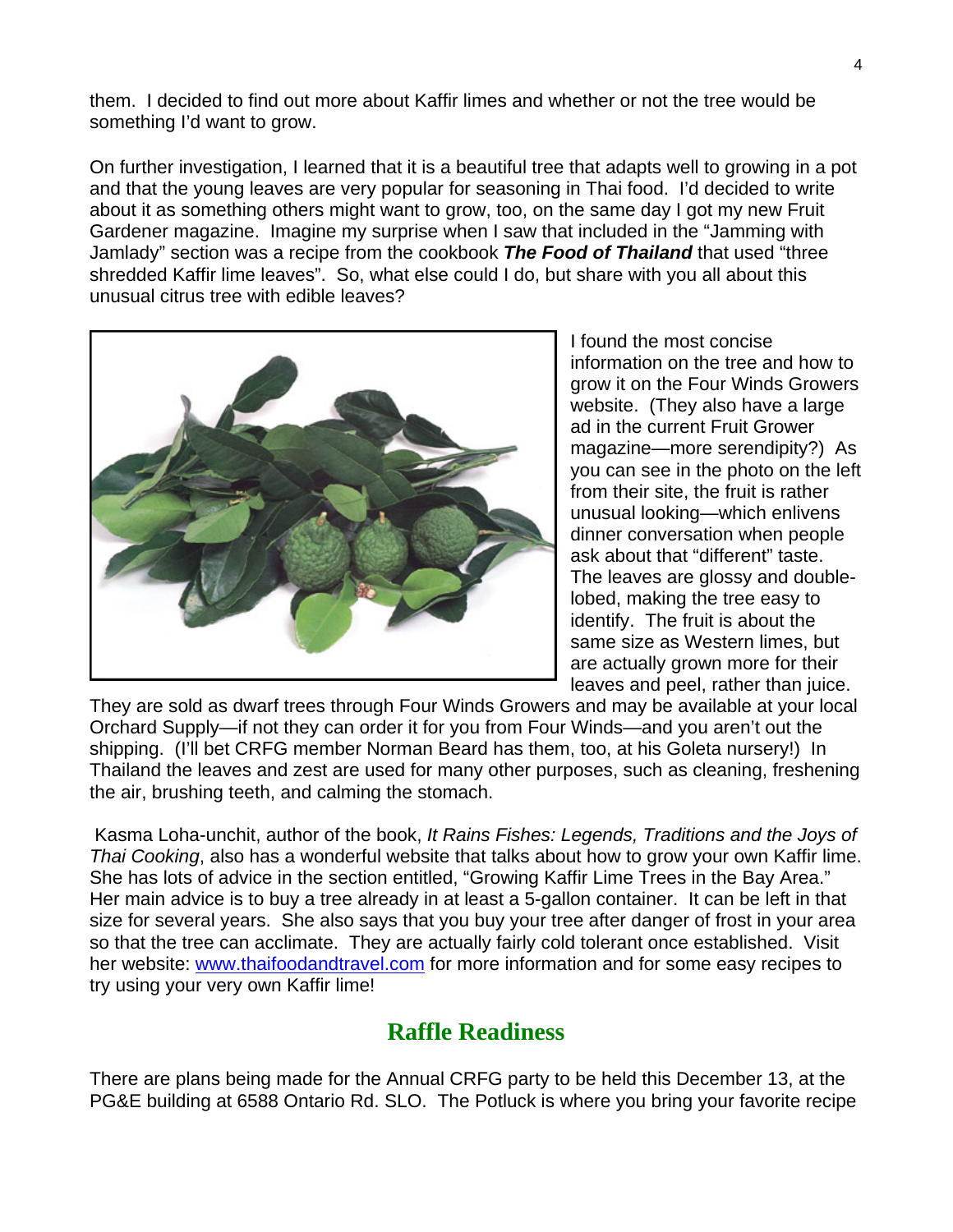them. I decided to find out more about Kaffir limes and whether or not the tree would be something I'd want to grow.

On further investigation, I learned that it is a beautiful tree that adapts well to growing in a pot and that the young leaves are very popular for seasoning in Thai food. I'd decided to write about it as something others might want to grow, too, on the same day I got my new Fruit Gardener magazine. Imagine my surprise when I saw that included in the "Jamming with Jamlady" section was a recipe from the cookbook ***The Food of Thailand*** that used "three shredded Kaffir lime leaves". So, what else could I do, but share with you all about this unusual citrus tree with edible leaves?

I found the most concise information on the tree and how to grow it on the Four Winds Growers website. (They also have a large ad in the current Fruit Grower magazine—more serendipity?) As you can see in the photo on the left from their site, the fruit is rather unusual looking—which enlivens dinner conversation when people ask about that "different" taste. The leaves are glossy and double-lobed, making the tree easy to identify. The fruit is about the same size as Western limes, but are actually grown more for their leaves and peel, rather than juice. They are sold as dwarf trees through Four Winds Growers and may be available at your local Orchard Supply—if not they can order it for you from Four Winds—and you aren't out the shipping. (I'll bet CRFG member Norman Beard has them, too, at his Goleta nursery!) In Thailand the leaves and zest are used for many other purposes, such as cleaning, freshening the air, brushing teeth, and calming the stomach.

Kasma Loha-unchit, author of the book, *It Rains Fishes: Legends, Traditions and the Joys of Thai Cooking*, also has a wonderful website that talks about how to grow your own Kaffir lime. She has lots of advice in the section entitled, "Growing Kaffir Lime Trees in the Bay Area." Her main advice is to buy a tree already in at least a 5-gallon container. It can be left in that size for several years. She also says that you buy your tree after danger of frost in your area so that the tree can acclimate. They are actually fairly cold tolerant once established. Visit her website: [www.thaifoodandtravel.com](http://www.thaifoodandtravel.com) for more information and for some easy recipes to try using your very own Kaffir lime!

## Raffle Readiness

There are plans being made for the Annual CRFG party to be held this December 13, at the PG&E building at 6588 Ontario Rd. SLO. The Potluck is where you bring your favorite recipe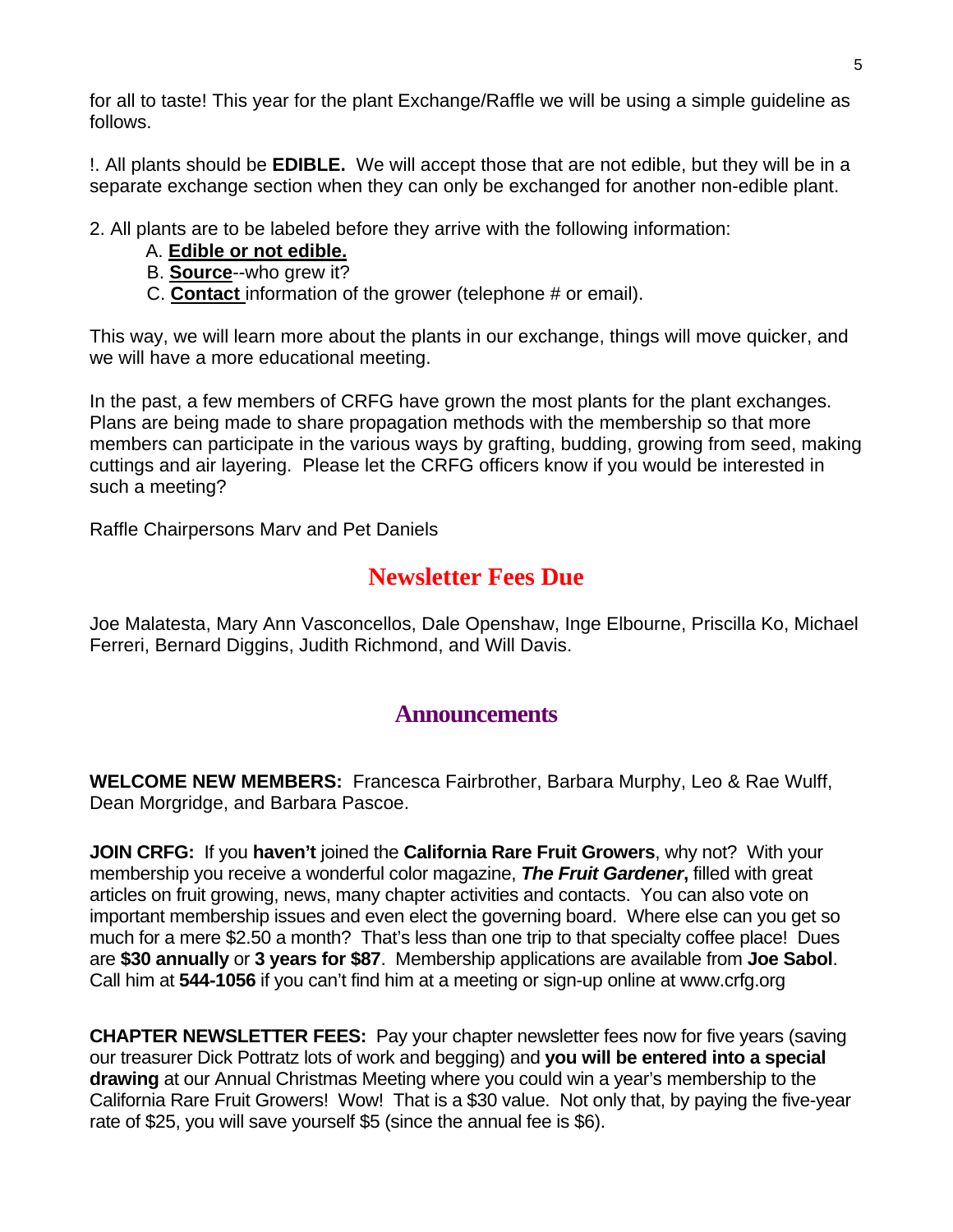for all to taste! This year for the plant Exchange/Raffle we will be using a simple guideline as follows.

!. All plants should be **EDIBLE.** We will accept those that are not edible, but they will be in a separate exchange section when they can only be exchanged for another non-edible plant.

2. All plants are to be labeled before they arrive with the following information:

   A. **Edible or not edible.**
   B. **Source**--who grew it?
   C. **Contact** information of the grower (telephone # or email).

This way, we will learn more about the plants in our exchange, things will move quicker, and we will have a more educational meeting.

In the past, a few members of CRFG have grown the most plants for the plant exchanges. Plans are being made to share propagation methods with the membership so that more members can participate in the various ways by grafting, budding, growing from seed, making cuttings and air layering. Please let the CRFG officers know if you would be interested in such a meeting?

Raffle Chairpersons Marv and Pet Daniels

## Newsletter Fees Due

Joe Malatesta, Mary Ann Vasconcellos, Dale Openshaw, Inge Elbourne, Priscilla Ko, Michael Ferreri, Bernard Diggins, Judith Richmond, and Will Davis.

## Announcements

**WELCOME NEW MEMBERS:** Francesca Fairbrother, Barbara Murphy, Leo & Rae Wulff, Dean Morgridge, and Barbara Pascoe.

**JOIN CRFG:** If you **haven't** joined the **California Rare Fruit Growers**, why not? With your membership you receive a wonderful color magazine, ***The Fruit Gardener*,** filled with great articles on fruit growing, news, many chapter activities and contacts. You can also vote on important membership issues and even elect the governing board. Where else can you get so much for a mere $2.50 a month? That's less than one trip to that specialty coffee place! Dues are **$30 annually** or **3 years for $87**. Membership applications are available from **Joe Sabol**. Call him at **544-1056** if you can't find him at a meeting or sign-up online at www.crfg.org

**CHAPTER NEWSLETTER FEES:** Pay your chapter newsletter fees now for five years (saving our treasurer Dick Pottratz lots of work and begging) and **you will be entered into a special drawing** at our Annual Christmas Meeting where you could win a year's membership to the California Rare Fruit Growers! Wow! That is a $30 value. Not only that, by paying the five-year rate of $25, you will save yourself $5 (since the annual fee is $6).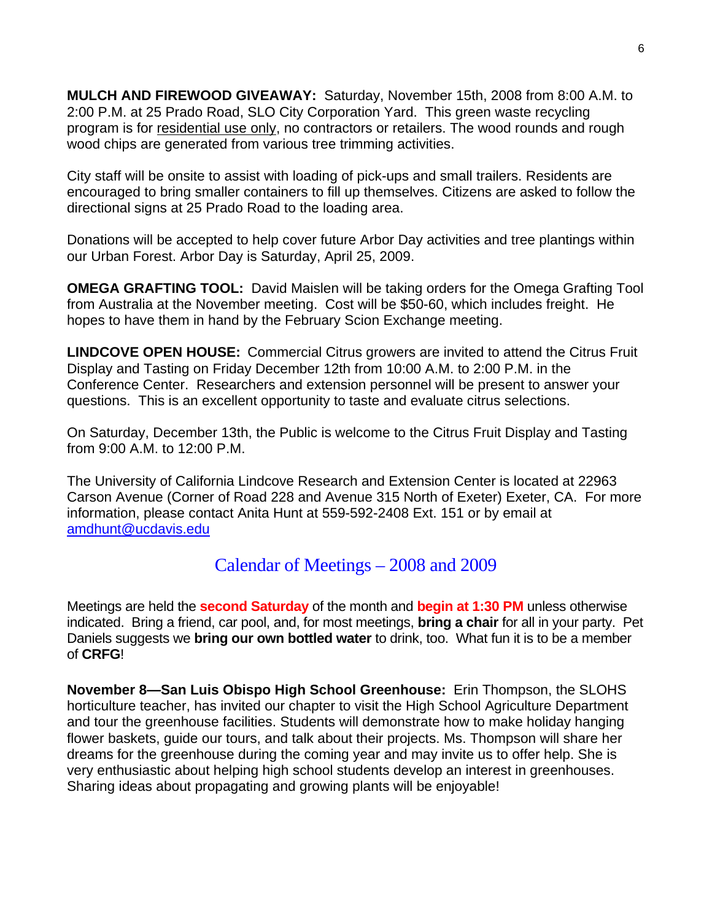**MULCH AND FIREWOOD GIVEAWAY:** Saturday, November 15th, 2008 from 8:00 A.M. to 2:00 P.M. at 25 Prado Road, SLO City Corporation Yard. This green waste recycling program is for residential use only, no contractors or retailers. The wood rounds and rough wood chips are generated from various tree trimming activities.

City staff will be onsite to assist with loading of pick-ups and small trailers. Residents are encouraged to bring smaller containers to fill up themselves. Citizens are asked to follow the directional signs at 25 Prado Road to the loading area.

Donations will be accepted to help cover future Arbor Day activities and tree plantings within our Urban Forest. Arbor Day is Saturday, April 25, 2009.

**OMEGA GRAFTING TOOL:** David Maislen will be taking orders for the Omega Grafting Tool from Australia at the November meeting. Cost will be $50-60, which includes freight. He hopes to have them in hand by the February Scion Exchange meeting.

**LINDCOVE OPEN HOUSE:** Commercial Citrus growers are invited to attend the Citrus Fruit Display and Tasting on Friday December 12th from 10:00 A.M. to 2:00 P.M. in the Conference Center. Researchers and extension personnel will be present to answer your questions. This is an excellent opportunity to taste and evaluate citrus selections.

On Saturday, December 13th, the Public is welcome to the Citrus Fruit Display and Tasting from 9:00 A.M. to 12:00 P.M.

The University of California Lindcove Research and Extension Center is located at 22963 Carson Avenue (Corner of Road 228 and Avenue 315 North of Exeter) Exeter, CA. For more information, please contact Anita Hunt at 559-592-2408 Ext. 151 or by email at amdhunt@ucdavis.edu

## Calendar of Meetings – 2008 and 2009

Meetings are held the **second Saturday** of the month and **begin at 1:30 PM** unless otherwise indicated. Bring a friend, car pool, and, for most meetings, **bring a chair** for all in your party. Pet Daniels suggests we **bring our own bottled water** to drink, too. What fun it is to be a member of **CRFG**!

**November 8—San Luis Obispo High School Greenhouse:** Erin Thompson, the SLOHS horticulture teacher, has invited our chapter to visit the High School Agriculture Department and tour the greenhouse facilities. Students will demonstrate how to make holiday hanging flower baskets, guide our tours, and talk about their projects. Ms. Thompson will share her dreams for the greenhouse during the coming year and may invite us to offer help. She is very enthusiastic about helping high school students develop an interest in greenhouses. Sharing ideas about propagating and growing plants will be enjoyable!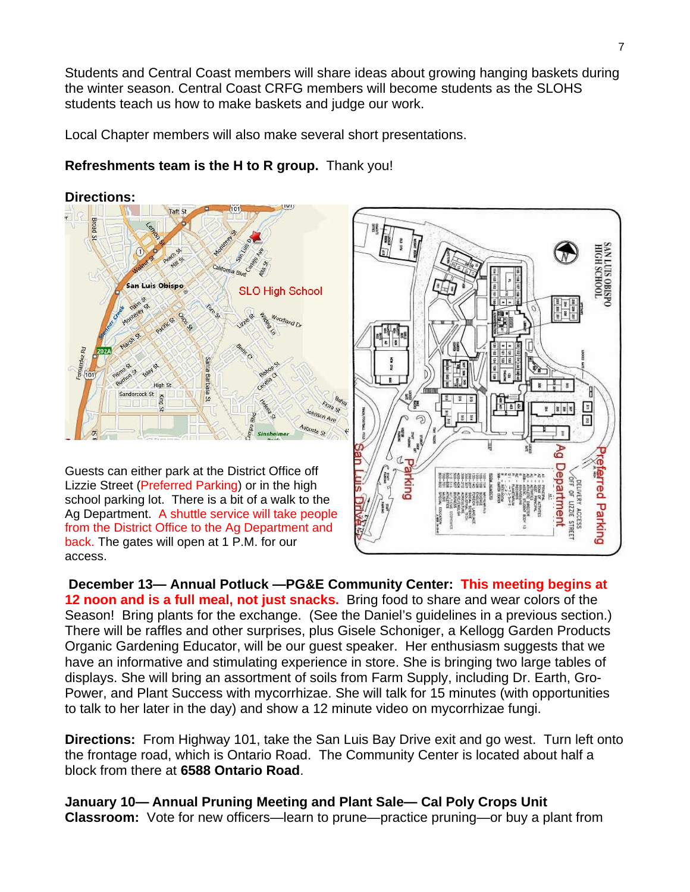Students and Central Coast members will share ideas about growing hanging baskets during the winter season. Central Coast CRFG members will become students as the SLOHS students teach us how to make baskets and judge our work.

Local Chapter members will also make several short presentations.

**Refreshments team is the H to R group.** Thank you!

**Directions:**

Guests can either park at the District Office off Lizzie Street (Preferred Parking) or in the high school parking lot. There is a bit of a walk to the Ag Department. A shuttle service will take people from the District Office to the Ag Department and back. The gates will open at 1 P.M. for our access.

**December 13— Annual Potluck —PG&E Community Center: This meeting begins at 12 noon and is a full meal, not just snacks.** Bring food to share and wear colors of the Season! Bring plants for the exchange. (See the Daniel's guidelines in a previous section.) There will be raffles and other surprises, plus Gisele Schoniger, a Kellogg Garden Products Organic Gardening Educator, will be our guest speaker. Her enthusiasm suggests that we have an informative and stimulating experience in store. She is bringing two large tables of displays. She will bring an assortment of soils from Farm Supply, including Dr. Earth, Gro-Power, and Plant Success with mycorrhizae. She will talk for 15 minutes (with opportunities to talk to her later in the day) and show a 12 minute video on mycorrhizae fungi.

**Directions:** From Highway 101, take the San Luis Bay Drive exit and go west. Turn left onto the frontage road, which is Ontario Road. The Community Center is located about half a block from there at **6588 Ontario Road**.

**January 10— Annual Pruning Meeting and Plant Sale— Cal Poly Crops Unit Classroom:** Vote for new officers—learn to prune—practice pruning—or buy a plant from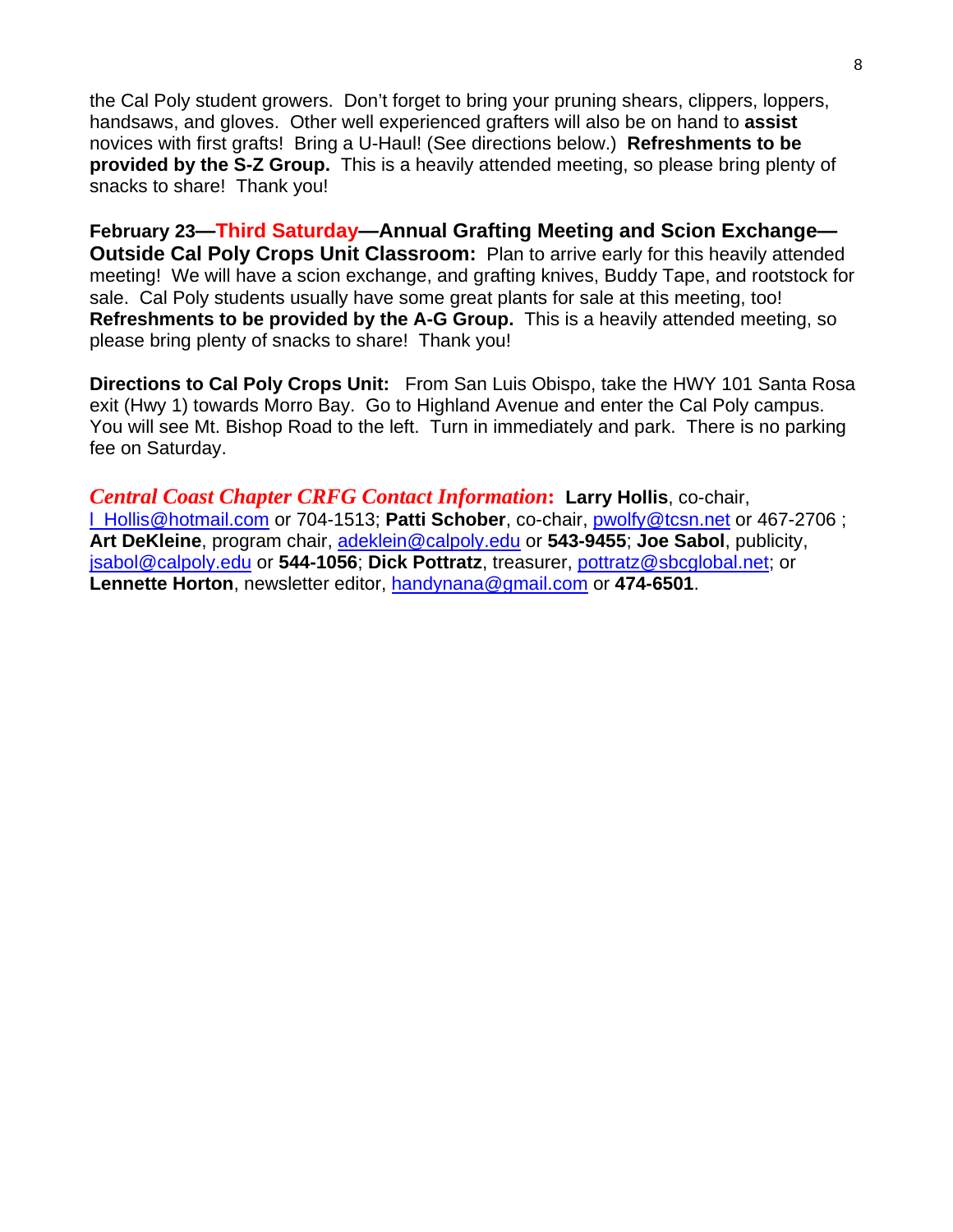the Cal Poly student growers. Don't forget to bring your pruning shears, clippers, loppers, handsaws, and gloves. Other well experienced grafters will also be on hand to **assist** novices with first grafts! Bring a U-Haul! (See directions below.) **Refreshments to be provided by the S-Z Group.** This is a heavily attended meeting, so please bring plenty of snacks to share! Thank you!

**February 23—Third Saturday—Annual Grafting Meeting and Scion Exchange—Outside Cal Poly Crops Unit Classroom:** Plan to arrive early for this heavily attended meeting! We will have a scion exchange, and grafting knives, Buddy Tape, and rootstock for sale. Cal Poly students usually have some great plants for sale at this meeting, too! **Refreshments to be provided by the A-G Group.** This is a heavily attended meeting, so please bring plenty of snacks to share! Thank you!

**Directions to Cal Poly Crops Unit:** From San Luis Obispo, take the HWY 101 Santa Rosa exit (Hwy 1) towards Morro Bay. Go to Highland Avenue and enter the Cal Poly campus. You will see Mt. Bishop Road to the left. Turn in immediately and park. There is no parking fee on Saturday.

***Central Coast Chapter CRFG Contact Information*:** **Larry Hollis**, co-chair, l_Hollis@hotmail.com or 704-1513; **Patti Schober**, co-chair, pwolfy@tcsn.net or 467-2706 ; **Art DeKleine**, program chair, adeklein@calpoly.edu or **543-9455**; **Joe Sabol**, publicity, jsabol@calpoly.edu or **544-1056**; **Dick Pottratz**, treasurer, pottratz@sbcglobal.net; or **Lennette Horton**, newsletter editor, handynana@gmail.com or **474-6501**.